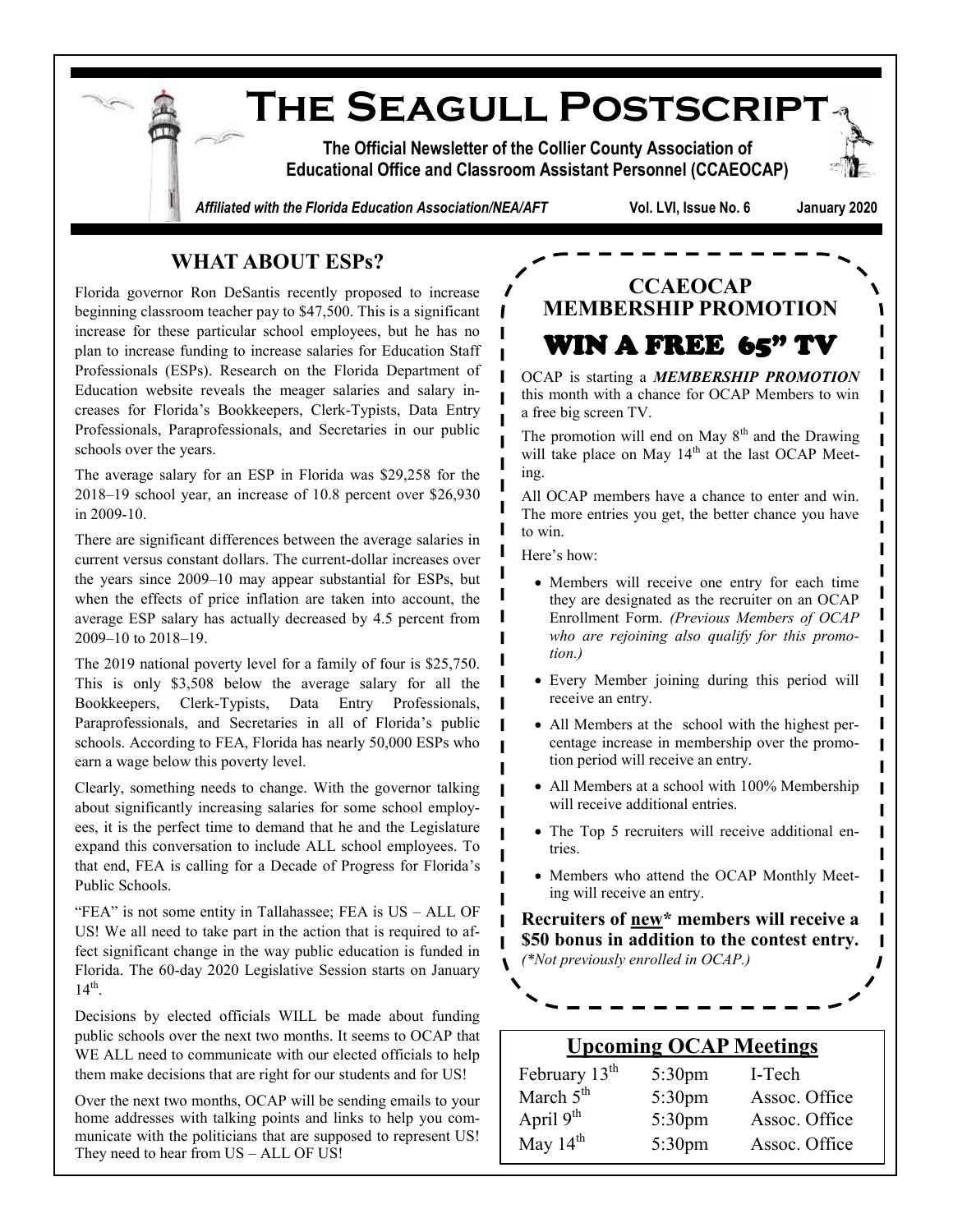# The Seagull Postscript

**The Official Newsletter of the Collier County Association of Educational Office and Classroom Assistant Personnel (CCAEOCAP)**

*Affiliated with the Florida Education Association/NEA/AFT* **Vol. LVI, Issue No. 6 January 2020**

## WHAT ABOUT ESPs?

Florida governor Ron DeSantis recently proposed to increase beginning classroom teacher pay to $47,500. This is a significant increase for these particular school employees, but he has no plan to increase funding to increase salaries for Education Staff Professionals (ESPs). Research on the Florida Department of Education website reveals the meager salaries and salary increases for Florida's Bookkeepers, Clerk-Typists, Data Entry Professionals, Paraprofessionals, and Secretaries in our public schools over the years.

The average salary for an ESP in Florida was $29,258 for the 2018–19 school year, an increase of 10.8 percent over $26,930 in 2009-10.

There are significant differences between the average salaries in current versus constant dollars. The current-dollar increases over the years since 2009–10 may appear substantial for ESPs, but when the effects of price inflation are taken into account, the average ESP salary has actually decreased by 4.5 percent from 2009–10 to 2018–19.

The 2019 national poverty level for a family of four is $25,750. This is only $3,508 below the average salary for all the Bookkeepers, Clerk-Typists, Data Entry Professionals, Paraprofessionals, and Secretaries in all of Florida's public schools. According to FEA, Florida has nearly 50,000 ESPs who earn a wage below this poverty level.

Clearly, something needs to change. With the governor talking about significantly increasing salaries for some school employees, it is the perfect time to demand that he and the Legislature expand this conversation to include ALL school employees. To that end, FEA is calling for a Decade of Progress for Florida's Public Schools.

"FEA" is not some entity in Tallahassee; FEA is US – ALL OF US! We all need to take part in the action that is required to affect significant change in the way public education is funded in Florida. The 60-day 2020 Legislative Session starts on January 14th.

Decisions by elected officials WILL be made about funding public schools over the next two months. It seems to OCAP that WE ALL need to communicate with our elected officials to help them make decisions that are right for our students and for US!

Over the next two months, OCAP will be sending emails to your home addresses with talking points and links to help you communicate with the politicians that are supposed to represent US! They need to hear from US – ALL OF US!

## CCAEOCAP MEMBERSHIP PROMOTION

### WIN A FREE 65" TV

OCAP is starting a ***MEMBERSHIP PROMOTION*** this month with a chance for OCAP Members to win a free big screen TV.

The promotion will end on May 8th and the Drawing will take place on May 14th at the last OCAP Meeting.

All OCAP members have a chance to enter and win. The more entries you get, the better chance you have to win.

Here's how:

- Members will receive one entry for each time they are designated as the recruiter on an OCAP Enrollment Form. *(Previous Members of OCAP who are rejoining also qualify for this promotion.)*
- Every Member joining during this period will receive an entry.
- All Members at the school with the highest percentage increase in membership over the promotion period will receive an entry.
- All Members at a school with 100% Membership will receive additional entries.
- The Top 5 recruiters will receive additional entries.
- Members who attend the OCAP Monthly Meeting will receive an entry.

**Recruiters of new\* members will receive a $50 bonus in addition to the contest entry.** *(\*Not previously enrolled in OCAP.)*

## Upcoming OCAP Meetings

| | | |
|---|---|---|
| February 13th | 5:30pm | I-Tech |
| March 5th | 5:30pm | Assoc. Office |
| April 9th | 5:30pm | Assoc. Office |
| May 14th | 5:30pm | Assoc. Office |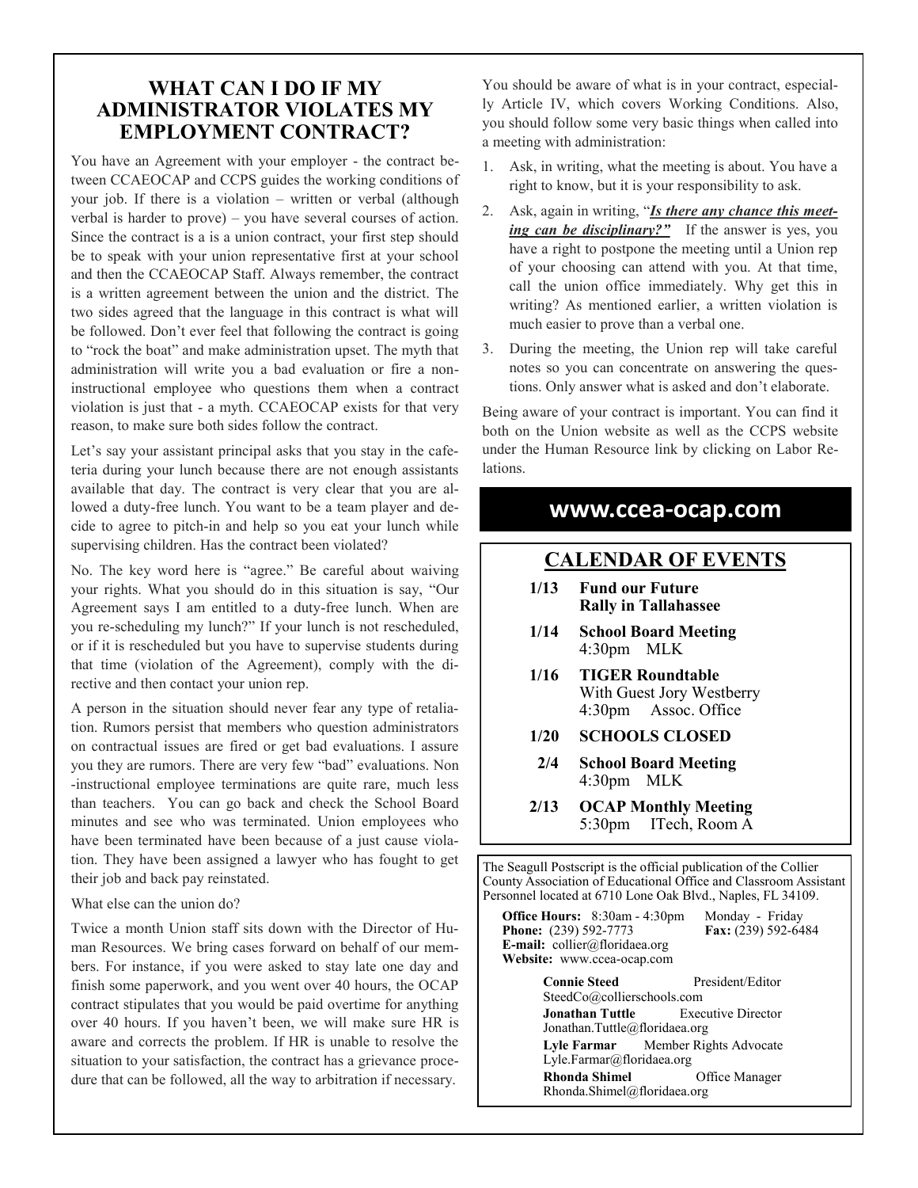## WHAT CAN I DO IF MY ADMINISTRATOR VIOLATES MY EMPLOYMENT CONTRACT?

You have an Agreement with your employer - the contract between CCAEOCAP and CCPS guides the working conditions of your job. If there is a violation – written or verbal (although verbal is harder to prove) – you have several courses of action. Since the contract is a is a union contract, your first step should be to speak with your union representative first at your school and then the CCAEOCAP Staff. Always remember, the contract is a written agreement between the union and the district. The two sides agreed that the language in this contract is what will be followed. Don't ever feel that following the contract is going to "rock the boat" and make administration upset. The myth that administration will write you a bad evaluation or fire a non-instructional employee who questions them when a contract violation is just that - a myth. CCAEOCAP exists for that very reason, to make sure both sides follow the contract.

Let's say your assistant principal asks that you stay in the cafeteria during your lunch because there are not enough assistants available that day. The contract is very clear that you are allowed a duty-free lunch. You want to be a team player and decide to agree to pitch-in and help so you eat your lunch while supervising children. Has the contract been violated?

No. The key word here is "agree." Be careful about waiving your rights. What you should do in this situation is say, "Our Agreement says I am entitled to a duty-free lunch. When are you re-scheduling my lunch?" If your lunch is not rescheduled, or if it is rescheduled but you have to supervise students during that time (violation of the Agreement), comply with the directive and then contact your union rep.

A person in the situation should never fear any type of retaliation. Rumors persist that members who question administrators on contractual issues are fired or get bad evaluations. I assure you they are rumors. There are very few "bad" evaluations. Non-instructional employee terminations are quite rare, much less than teachers. You can go back and check the School Board minutes and see who was terminated. Union employees who have been terminated have been because of a just cause violation. They have been assigned a lawyer who has fought to get their job and back pay reinstated.

What else can the union do?

Twice a month Union staff sits down with the Director of Human Resources. We bring cases forward on behalf of our members. For instance, if you were asked to stay late one day and finish some paperwork, and you went over 40 hours, the OCAP contract stipulates that you would be paid overtime for anything over 40 hours. If you haven't been, we will make sure HR is aware and corrects the problem. If HR is unable to resolve the situation to your satisfaction, the contract has a grievance procedure that can be followed, all the way to arbitration if necessary.

You should be aware of what is in your contract, especially Article IV, which covers Working Conditions. Also, you should follow some very basic things when called into a meeting with administration:

1. Ask, in writing, what the meeting is about. You have a right to know, but it is your responsibility to ask.
2. Ask, again in writing, "***Is there any chance this meeting can be disciplinary?"*** If the answer is yes, you have a right to postpone the meeting until a Union rep of your choosing can attend with you. At that time, call the union office immediately. Why get this in writing? As mentioned earlier, a written violation is much easier to prove than a verbal one.
3. During the meeting, the Union rep will take careful notes so you can concentrate on answering the questions. Only answer what is asked and don't elaborate.

Being aware of your contract is important. You can find it both on the Union website as well as the CCPS website under the Human Resource link by clicking on Labor Relations.

**www.ccea-ocap.com**

## CALENDAR OF EVENTS

| | |
|---|---|
| **1/13** | **Fund our Future Rally in Tallahassee** |
| **1/14** | **School Board Meeting** 4:30pm MLK |
| **1/16** | **TIGER Roundtable** With Guest Jory Westberry 4:30pm Assoc. Office |
| **1/20** | **SCHOOLS CLOSED** |
| **2/4** | **School Board Meeting** 4:30pm MLK |
| **2/13** | **OCAP Monthly Meeting** 5:30pm ITech, Room A |

The Seagull Postscript is the official publication of the Collier County Association of Educational Office and Classroom Assistant Personnel located at 6710 Lone Oak Blvd., Naples, FL 34109.

**Office Hours:** 8:30am - 4:30pm Monday - Friday
**Phone:** (239) 592-7773 **Fax:** (239) 592-6484
**E-mail:** collier@floridaea.org
**Website:** www.ccea-ocap.com

**Connie Steed** President/Editor
SteedCo@collierschools.com

**Jonathan Tuttle** Executive Director
Jonathan.Tuttle@floridaea.org

**Lyle Farmar** Member Rights Advocate
Lyle.Farmar@floridaea.org

**Rhonda Shimel** Office Manager
Rhonda.Shimel@floridaea.org